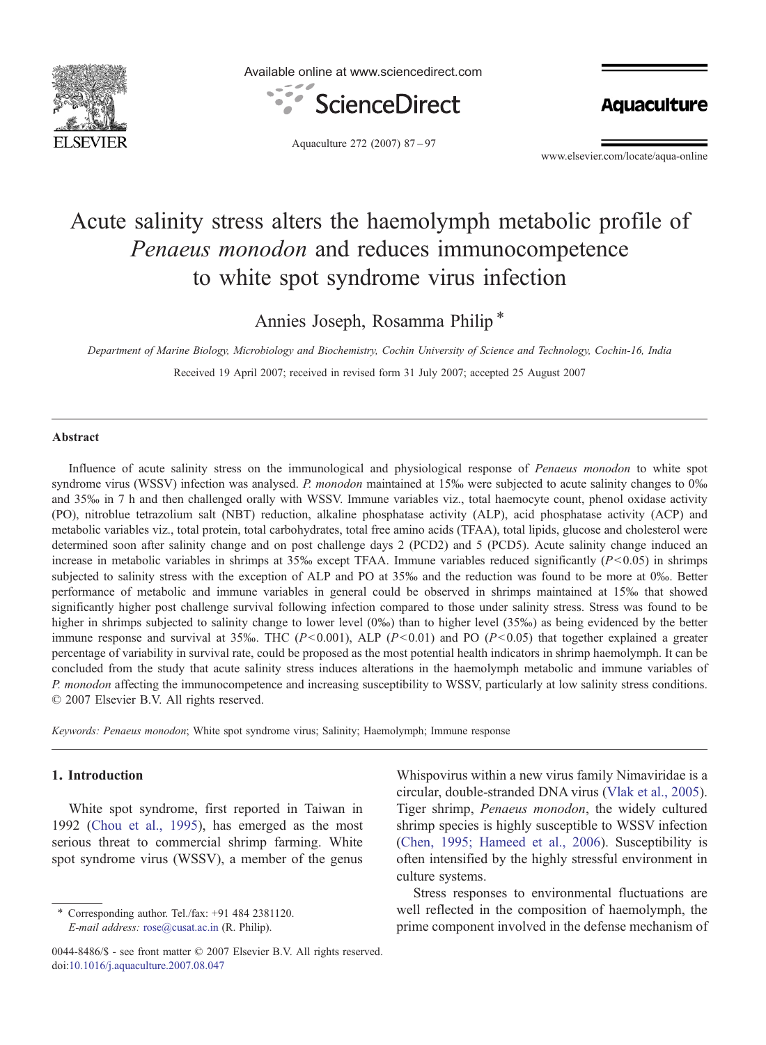# Acute salinity stress alters the haemolymph metabolic profile of *Penaeus monodon* and reduces immunocompetence to white spot syndrome virus infection

Annies Joseph, Rosamma Philip *

*Department of Marine Biology, Microbiology and Biochemistry, Cochin University of Science and Technology, Cochin-16, India*

Received 19 April 2007; received in revised form 31 July 2007; accepted 25 August 2007

## Abstract

Influence of acute salinity stress on the immunological and physiological response of *Penaeus monodon* to white spot syndrome virus (WSSV) infection was analysed. *P. monodon* maintained at 15‰ were subjected to acute salinity changes to 0‰ and 35‰ in 7 h and then challenged orally with WSSV. Immune variables viz., total haemocyte count, phenol oxidase activity (PO), nitroblue tetrazolium salt (NBT) reduction, alkaline phosphatase activity (ALP), acid phosphatase activity (ACP) and metabolic variables viz., total protein, total carbohydrates, total free amino acids (TFAA), total lipids, glucose and cholesterol were determined soon after salinity change and on post challenge days 2 (PCD2) and 5 (PCD5). Acute salinity change induced an increase in metabolic variables in shrimps at 35‰ except TFAA. Immune variables reduced significantly ($P<0.05$) in shrimps subjected to salinity stress with the exception of ALP and PO at 35‰ and the reduction was found to be more at 0‰. Better performance of metabolic and immune variables in general could be observed in shrimps maintained at 15‰ that showed significantly higher post challenge survival following infection compared to those under salinity stress. Stress was found to be higher in shrimps subjected to salinity change to lower level (0‰) than to higher level (35‰) as being evidenced by the better immune response and survival at 35‰. THC ($P<0.001$), ALP ($P<0.01$) and PO ($P<0.05$) that together explained a greater percentage of variability in survival rate, could be proposed as the most potential health indicators in shrimp haemolymph. It can be concluded from the study that acute salinity stress induces alterations in the haemolymph metabolic and immune variables of *P. monodon* affecting the immunocompetence and increasing susceptibility to WSSV, particularly at low salinity stress conditions.
© 2007 Elsevier B.V. All rights reserved.

*Keywords:* *Penaeus monodon*; White spot syndrome virus; Salinity; Haemolymph; Immune response

## 1. Introduction

White spot syndrome, first reported in Taiwan in 1992 (Chou et al., 1995), has emerged as the most serious threat to commercial shrimp farming. White spot syndrome virus (WSSV), a member of the genus Whispovirus within a new virus family Nimaviridae is a circular, double-stranded DNA virus (Vlak et al., 2005). Tiger shrimp, *Penaeus monodon*, the widely cultured shrimp species is highly susceptible to WSSV infection (Chen, 1995; Hameed et al., 2006). Susceptibility is often intensified by the highly stressful environment in culture systems.

Stress responses to environmental fluctuations are well reflected in the composition of haemolymph, the prime component involved in the defense mechanism of

---

\* Corresponding author. Tel./fax: +91 484 2381120.
*E-mail address:* rose@cusat.ac.in (R. Philip).

0044-8486/$ - see front matter © 2007 Elsevier B.V. All rights reserved.
doi:10.1016/j.aquaculture.2007.08.047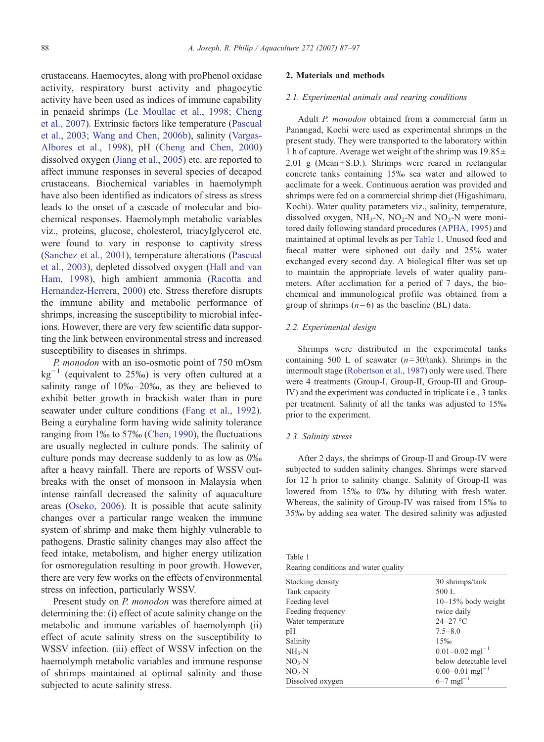crustaceans. Haemocytes, along with proPhenol oxidase activity, respiratory burst activity and phagocytic activity have been used as indices of immune capability in penaeid shrimps (Le Moullac et al., 1998; Cheng et al., 2007). Extrinsic factors like temperature (Pascual et al., 2003; Wang and Chen, 2006b), salinity (Vargas-Albores et al., 1998), pH (Cheng and Chen, 2000) dissolved oxygen (Jiang et al., 2005) etc. are reported to affect immune responses in several species of decapod crustaceans. Biochemical variables in haemolymph have also been identified as indicators of stress as stress leads to the onset of a cascade of molecular and biochemical responses. Haemolymph metabolic variables viz., proteins, glucose, cholesterol, triacylglycerol etc. were found to vary in response to captivity stress (Sanchez et al., 2001), temperature alterations (Pascual et al., 2003), depleted dissolved oxygen (Hall and van Ham, 1998), high ambient ammonia (Racotta and Hernandez-Herrera, 2000) etc. Stress therefore disrupts the immune ability and metabolic performance of shrimps, increasing the susceptibility to microbial infections. However, there are very few scientific data supporting the link between environmental stress and increased susceptibility to diseases in shrimps.

*P. monodon* with an iso-osmotic point of 750 mOsm $kg^{-1}$ (equivalent to 25‰) is very often cultured at a salinity range of 10‰–20‰, as they are believed to exhibit better growth in brackish water than in pure seawater under culture conditions (Fang et al., 1992). Being a euryhaline form having wide salinity tolerance ranging from 1‰ to 57‰ (Chen, 1990), the fluctuations are usually neglected in culture ponds. The salinity of culture ponds may decrease suddenly to as low as 0‰ after a heavy rainfall. There are reports of WSSV outbreaks with the onset of monsoon in Malaysia when intense rainfall decreased the salinity of aquaculture areas (Oseko, 2006). It is possible that acute salinity changes over a particular range weaken the immune system of shrimp and make them highly vulnerable to pathogens. Drastic salinity changes may also affect the feed intake, metabolism, and higher energy utilization for osmoregulation resulting in poor growth. However, there are very few works on the effects of environmental stress on infection, particularly WSSV.

Present study on *P. monodon* was therefore aimed at determining the: (i) effect of acute salinity change on the metabolic and immune variables of haemolymph (ii) effect of acute salinity stress on the susceptibility to WSSV infection. (iii) effect of WSSV infection on the haemolymph metabolic variables and immune response of shrimps maintained at optimal salinity and those subjected to acute salinity stress.

## 2. Materials and methods

### 2.1. Experimental animals and rearing conditions

Adult *P. monodon* obtained from a commercial farm in Panangad, Kochi were used as experimental shrimps in the present study. They were transported to the laboratory within 1 h of capture. Average wet weight of the shrimp was 19.85 ± 2.01 g (Mean ± S.D.). Shrimps were reared in rectangular concrete tanks containing 15‰ sea water and allowed to acclimate for a week. Continuous aeration was provided and shrimps were fed on a commercial shrimp diet (Higashimaru, Kochi). Water quality parameters viz., salinity, temperature, dissolved oxygen, $NH_3$-N, $NO_2$-N and $NO_3$-N were monitored daily following standard procedures (APHA, 1995) and maintained at optimal levels as per Table 1. Unused feed and faecal matter were siphoned out daily and 25% water exchanged every second day. A biological filter was set up to maintain the appropriate levels of water quality parameters. After acclimation for a period of 7 days, the biochemical and immunological profile was obtained from a group of shrimps ($n = 6$) as the baseline (BL) data.

### 2.2. Experimental design

Shrimps were distributed in the experimental tanks containing 500 L of seawater ($n = 30$/tank). Shrimps in the intermoult stage (Robertson et al., 1987) only were used. There were 4 treatments (Group-I, Group-II, Group-III and Group-IV) and the experiment was conducted in triplicate i.e., 3 tanks per treatment. Salinity of all the tanks was adjusted to 15‰ prior to the experiment.

### 2.3. Salinity stress

After 2 days, the shrimps of Group-II and Group-IV were subjected to sudden salinity changes. Shrimps were starved for 12 h prior to salinity change. Salinity of Group-II was lowered from 15‰ to 0‰ by diluting with fresh water. Whereas, the salinity of Group-IV was raised from 15‰ to 35‰ by adding sea water. The desired salinity was adjusted

Table 1
Rearing conditions and water quality

| | |
|---|---|
| Stocking density | 30 shrimps/tank |
| Tank capacity | 500 L |
| Feeding level | 10–15% body weight |
| Feeding frequency | twice daily |
| Water temperature | 24–27 °C |
| pH | 7.5–8.0 |
| Salinity | 15‰ |
| $NH_3$-N | 0.01–0.02 $mgl^{-1}$ |
| $NO_3$-N | below detectable level |
| $NO_2$-N | 0.00–0.01 $mgl^{-1}$ |
| Dissolved oxygen | 6–7 $mgl^{-1}$ |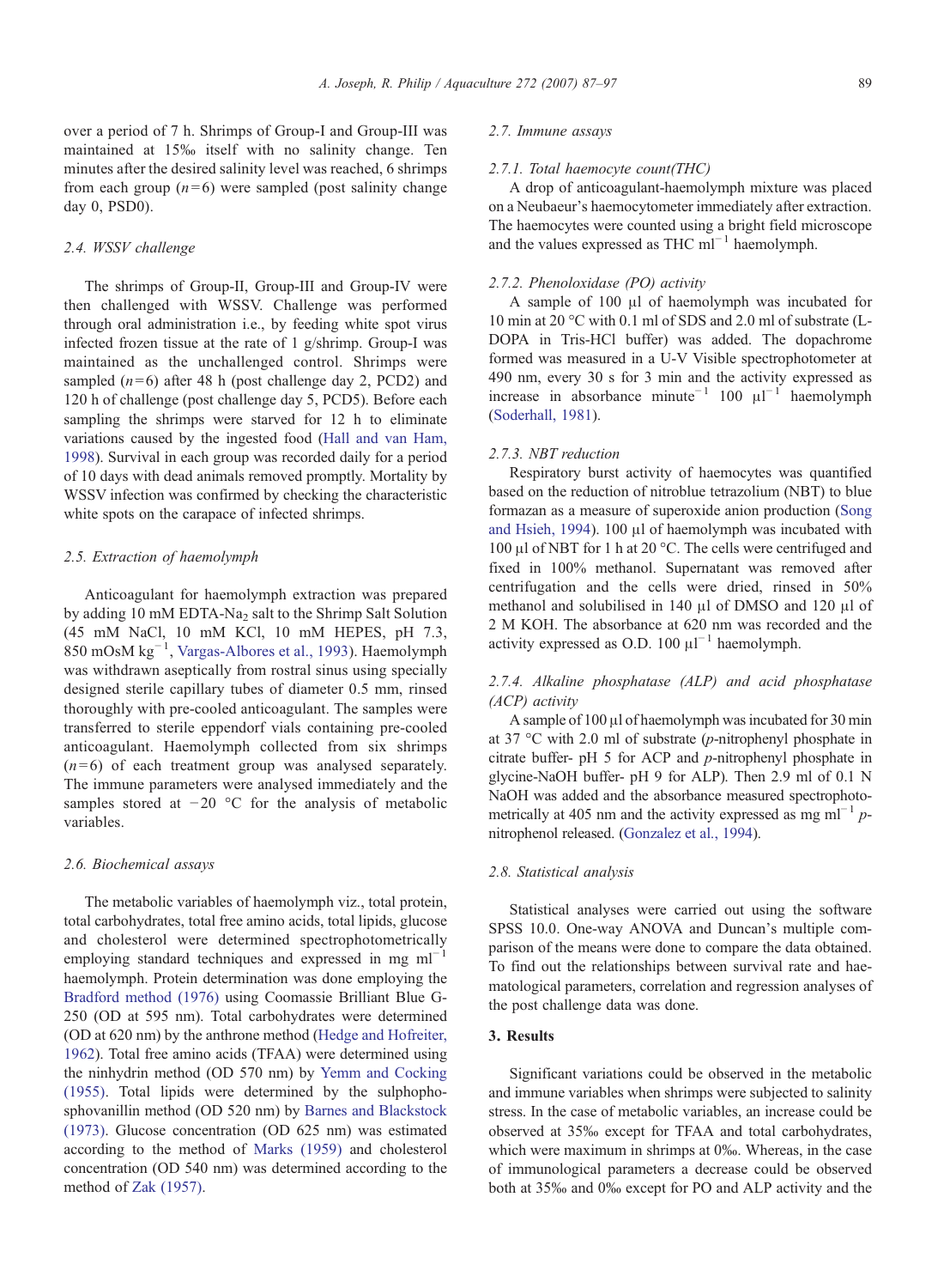over a period of 7 h. Shrimps of Group-I and Group-III was maintained at 15‰ itself with no salinity change. Ten minutes after the desired salinity level was reached, 6 shrimps from each group ($n=6$) were sampled (post salinity change day 0, PSD0).

### 2.4. WSSV challenge

The shrimps of Group-II, Group-III and Group-IV were then challenged with WSSV. Challenge was performed through oral administration i.e., by feeding white spot virus infected frozen tissue at the rate of 1 g/shrimp. Group-I was maintained as the unchallenged control. Shrimps were sampled ($n=6$) after 48 h (post challenge day 2, PCD2) and 120 h of challenge (post challenge day 5, PCD5). Before each sampling the shrimps were starved for 12 h to eliminate variations caused by the ingested food (Hall and van Ham, 1998). Survival in each group was recorded daily for a period of 10 days with dead animals removed promptly. Mortality by WSSV infection was confirmed by checking the characteristic white spots on the carapace of infected shrimps.

### 2.5. Extraction of haemolymph

Anticoagulant for haemolymph extraction was prepared by adding 10 mM EDTA-$Na_2$ salt to the Shrimp Salt Solution (45 mM NaCl, 10 mM KCl, 10 mM HEPES, pH 7.3, 850 mOsM $kg^{-1}$, Vargas-Albores et al., 1993). Haemolymph was withdrawn aseptically from rostral sinus using specially designed sterile capillary tubes of diameter 0.5 mm, rinsed thoroughly with pre-cooled anticoagulant. The samples were transferred to sterile eppendorf vials containing pre-cooled anticoagulant. Haemolymph collected from six shrimps ($n=6$) of each treatment group was analysed separately. The immune parameters were analysed immediately and the samples stored at −20 °C for the analysis of metabolic variables.

### 2.6. Biochemical assays

The metabolic variables of haemolymph viz., total protein, total carbohydrates, total free amino acids, total lipids, glucose and cholesterol were determined spectrophotometrically employing standard techniques and expressed in mg $ml^{-1}$ haemolymph. Protein determination was done employing the Bradford method (1976) using Coomassie Brilliant Blue G-250 (OD at 595 nm). Total carbohydrates were determined (OD at 620 nm) by the anthrone method (Hedge and Hofreiter, 1962). Total free amino acids (TFAA) were determined using the ninhydrin method (OD 570 nm) by Yemm and Cocking (1955). Total lipids were determined by the sulphophosphovanillin method (OD 520 nm) by Barnes and Blackstock (1973). Glucose concentration (OD 625 nm) was estimated according to the method of Marks (1959) and cholesterol concentration (OD 540 nm) was determined according to the method of Zak (1957).

### 2.7. Immune assays

#### 2.7.1. Total haemocyte count(THC)

A drop of anticoagulant-haemolymph mixture was placed on a Neubaeur's haemocytometer immediately after extraction. The haemocytes were counted using a bright field microscope and the values expressed as THC $ml^{-1}$ haemolymph.

#### 2.7.2. Phenoloxidase (PO) activity

A sample of 100 µl of haemolymph was incubated for 10 min at 20 °C with 0.1 ml of SDS and 2.0 ml of substrate (L-DOPA in Tris-HCl buffer) was added. The dopachrome formed was measured in a U-V Visible spectrophotometer at 490 nm, every 30 s for 3 min and the activity expressed as increase in absorbance $minute^{-1}$ 100 $\mu l^{-1}$ haemolymph (Soderhall, 1981).

#### 2.7.3. NBT reduction

Respiratory burst activity of haemocytes was quantified based on the reduction of nitroblue tetrazolium (NBT) to blue formazan as a measure of superoxide anion production (Song and Hsieh, 1994). 100 µl of haemolymph was incubated with 100 µl of NBT for 1 h at 20 °C. The cells were centrifuged and fixed in 100% methanol. Supernatant was removed after centrifugation and the cells were dried, rinsed in 50% methanol and solubilised in 140 µl of DMSO and 120 µl of 2 M KOH. The absorbance at 620 nm was recorded and the activity expressed as O.D. 100 $\mu l^{-1}$ haemolymph.

#### 2.7.4. Alkaline phosphatase (ALP) and acid phosphatase (ACP) activity

A sample of 100 µl of haemolymph was incubated for 30 min at 37 °C with 2.0 ml of substrate (*p*-nitrophenyl phosphate in citrate buffer- pH 5 for ACP and *p*-nitrophenyl phosphate in glycine-NaOH buffer- pH 9 for ALP). Then 2.9 ml of 0.1 N NaOH was added and the absorbance measured spectrophotometrically at 405 nm and the activity expressed as mg $ml^{-1}$ *p*-nitrophenol released. (Gonzalez et al., 1994).

### 2.8. Statistical analysis

Statistical analyses were carried out using the software SPSS 10.0. One-way ANOVA and Duncan's multiple comparison of the means were done to compare the data obtained. To find out the relationships between survival rate and haematological parameters, correlation and regression analyses of the post challenge data was done.

## 3. Results

Significant variations could be observed in the metabolic and immune variables when shrimps were subjected to salinity stress. In the case of metabolic variables, an increase could be observed at 35‰ except for TFAA and total carbohydrates, which were maximum in shrimps at 0‰. Whereas, in the case of immunological parameters a decrease could be observed both at 35‰ and 0‰ except for PO and ALP activity and the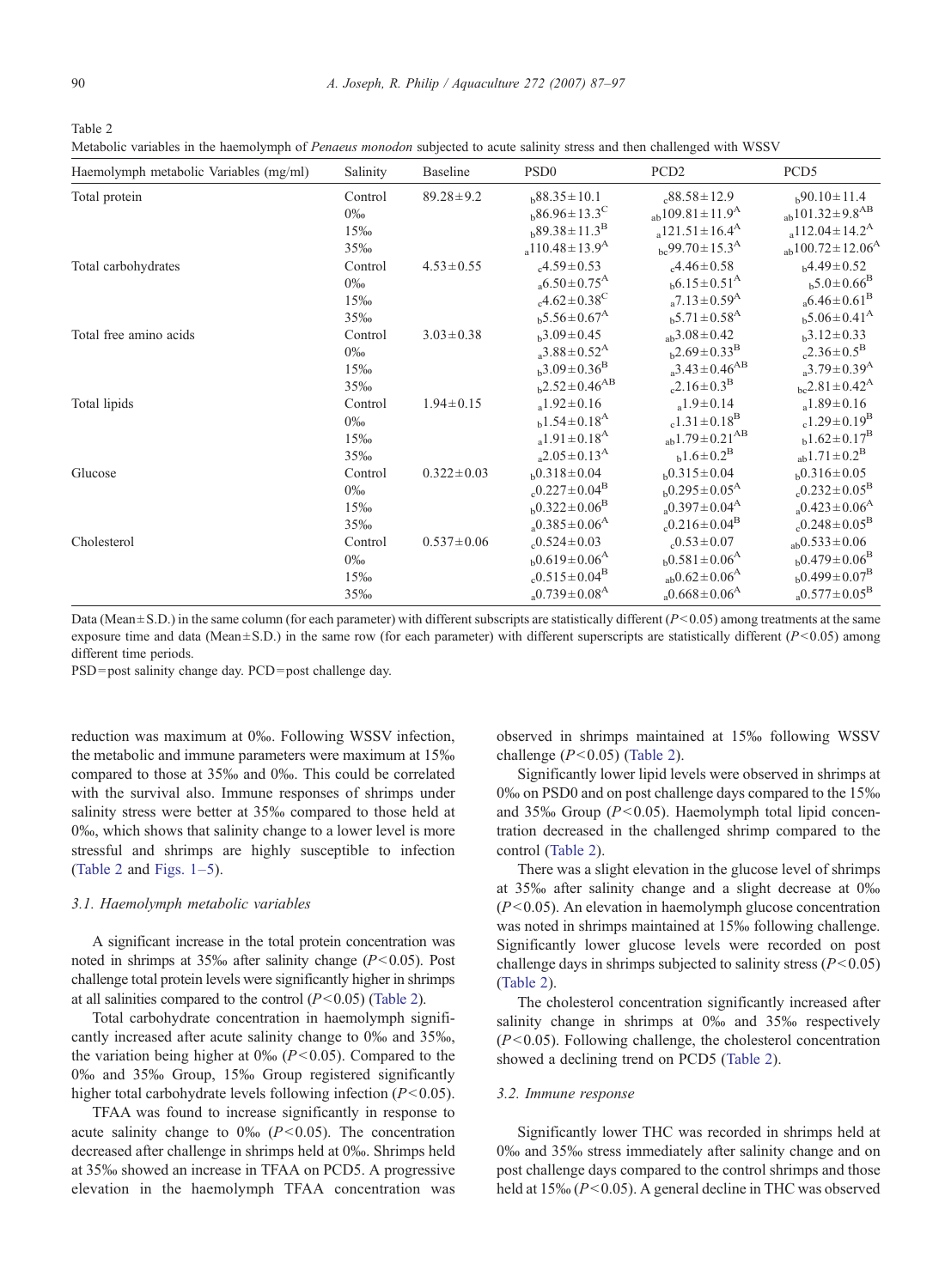Table 2
Metabolic variables in the haemolymph of *Penaeus monodon* subjected to acute salinity stress and then challenged with WSSV

| Haemolymph metabolic Variables (mg/ml) | Salinity | Baseline | PSD0 | PCD2 | PCD5 |
|---|---|---|---|---|---|
| Total protein | Control | 89.28±9.2 | $_{b}$88.35±10.1 | $_{c}$88.58±12.9 | $_{b}$90.10±11.4 |
| | 0‰ | | $_{b}$86.96±13.3$^{C}$ | $_{ab}$109.81±11.9$^{A}$ | $_{ab}$101.32±9.8$^{AB}$ |
| | 15‰ | | $_{b}$89.38±11.3$^{B}$ | $_{a}$121.51±16.4$^{A}$ | $_{a}$112.04±14.2$^{A}$ |
| | 35‰ | | $_{a}$110.48±13.9$^{A}$ | $_{bc}$99.70±15.3$^{A}$ | $_{ab}$100.72±12.06$^{A}$ |
| Total carbohydrates | Control | 4.53±0.55 | $_{c}$4.59±0.53 | $_{c}$4.46±0.58 | $_{b}$4.49±0.52 |
| | 0‰ | | $_{a}$6.50±0.75$^{A}$ | $_{b}$6.15±0.51$^{A}$ | $_{b}$5.0±0.66$^{B}$ |
| | 15‰ | | $_{c}$4.62±0.38$^{C}$ | $_{a}$7.13±0.59$^{A}$ | $_{a}$6.46±0.61$^{B}$ |
| | 35‰ | | $_{b}$5.56±0.67$^{A}$ | $_{b}$5.71±0.58$^{A}$ | $_{b}$5.06±0.41$^{A}$ |
| Total free amino acids | Control | 3.03±0.38 | $_{b}$3.09±0.45 | $_{ab}$3.08±0.42 | $_{b}$3.12±0.33 |
| | 0‰ | | $_{a}$3.88±0.52$^{A}$ | $_{b}$2.69±0.33$^{B}$ | $_{c}$2.36±0.5$^{B}$ |
| | 15‰ | | $_{b}$3.09±0.36$^{B}$ | $_{a}$3.43±0.46$^{AB}$ | $_{a}$3.79±0.39$^{A}$ |
| | 35‰ | | $_{b}$2.52±0.46$^{AB}$ | $_{c}$2.16±0.3$^{B}$ | $_{bc}$2.81±0.42$^{A}$ |
| Total lipids | Control | 1.94±0.15 | $_{a}$1.92±0.16 | $_{a}$1.9±0.14 | $_{a}$1.89±0.16 |
| | 0‰ | | $_{b}$1.54±0.18$^{A}$ | $_{c}$1.31±0.18$^{B}$ | $_{c}$1.29±0.19$^{B}$ |
| | 15‰ | | $_{a}$1.91±0.18$^{A}$ | $_{ab}$1.79±0.21$^{AB}$ | $_{b}$1.62±0.17$^{B}$ |
| | 35‰ | | $_{a}$2.05±0.13$^{A}$ | $_{b}$1.6±0.2$^{B}$ | $_{ab}$1.71±0.2$^{B}$ |
| Glucose | Control | 0.322±0.03 | $_{b}$0.318±0.04 | $_{b}$0.315±0.04 | $_{b}$0.316±0.05 |
| | 0‰ | | $_{c}$0.227±0.04$^{B}$ | $_{b}$0.295±0.05$^{A}$ | $_{c}$0.232±0.05$^{B}$ |
| | 15‰ | | $_{b}$0.322±0.06$^{B}$ | $_{a}$0.397±0.04$^{A}$ | $_{a}$0.423±0.06$^{A}$ |
| | 35‰ | | $_{a}$0.385±0.06$^{A}$ | $_{c}$0.216±0.04$^{B}$ | $_{c}$0.248±0.05$^{B}$ |
| Cholesterol | Control | 0.537±0.06 | $_{c}$0.524±0.03 | $_{c}$0.53±0.07 | $_{ab}$0.533±0.06 |
| | 0‰ | | $_{b}$0.619±0.06$^{A}$ | $_{b}$0.581±0.06$^{A}$ | $_{b}$0.479±0.06$^{B}$ |
| | 15‰ | | $_{c}$0.515±0.04$^{B}$ | $_{ab}$0.62±0.06$^{A}$ | $_{b}$0.499±0.07$^{B}$ |
| | 35‰ | | $_{a}$0.739±0.08$^{A}$ | $_{a}$0.668±0.06$^{A}$ | $_{a}$0.577±0.05$^{B}$ |

Data (Mean±S.D.) in the same column (for each parameter) with different subscripts are statistically different ($P<0.05$) among treatments at the same exposure time and data (Mean±S.D.) in the same row (for each parameter) with different superscripts are statistically different ($P<0.05$) among different time periods.

PSD=post salinity change day. PCD=post challenge day.

reduction was maximum at 0‰. Following WSSV infection, the metabolic and immune parameters were maximum at 15‰ compared to those at 35‰ and 0‰. This could be correlated with the survival also. Immune responses of shrimps under salinity stress were better at 35‰ compared to those held at 0‰, which shows that salinity change to a lower level is more stressful and shrimps are highly susceptible to infection (Table 2 and Figs. 1–5).

### 3.1. Haemolymph metabolic variables

A significant increase in the total protein concentration was noted in shrimps at 35‰ after salinity change ($P<0.05$). Post challenge total protein levels were significantly higher in shrimps at all salinities compared to the control ($P<0.05$) (Table 2).

Total carbohydrate concentration in haemolymph significantly increased after acute salinity change to 0‰ and 35‰, the variation being higher at 0‰ ($P<0.05$). Compared to the 0‰ and 35‰ Group, 15‰ Group registered significantly higher total carbohydrate levels following infection ($P<0.05$).

TFAA was found to increase significantly in response to acute salinity change to 0‰ ($P<0.05$). The concentration decreased after challenge in shrimps held at 0‰. Shrimps held at 35‰ showed an increase in TFAA on PCD5. A progressive elevation in the haemolymph TFAA concentration was observed in shrimps maintained at 15‰ following WSSV challenge ($P<0.05$) (Table 2).

Significantly lower lipid levels were observed in shrimps at 0‰ on PSD0 and on post challenge days compared to the 15‰ and 35‰ Group ($P<0.05$). Haemolymph total lipid concentration decreased in the challenged shrimp compared to the control (Table 2).

There was a slight elevation in the glucose level of shrimps at 35‰ after salinity change and a slight decrease at 0‰ ($P<0.05$). An elevation in haemolymph glucose concentration was noted in shrimps maintained at 15‰ following challenge. Significantly lower glucose levels were recorded on post challenge days in shrimps subjected to salinity stress ($P<0.05$) (Table 2).

The cholesterol concentration significantly increased after salinity change in shrimps at 0‰ and 35‰ respectively ($P<0.05$). Following challenge, the cholesterol concentration showed a declining trend on PCD5 (Table 2).

### 3.2. Immune response

Significantly lower THC was recorded in shrimps held at 0‰ and 35‰ stress immediately after salinity change and on post challenge days compared to the control shrimps and those held at 15‰ ($P<0.05$). A general decline in THC was observed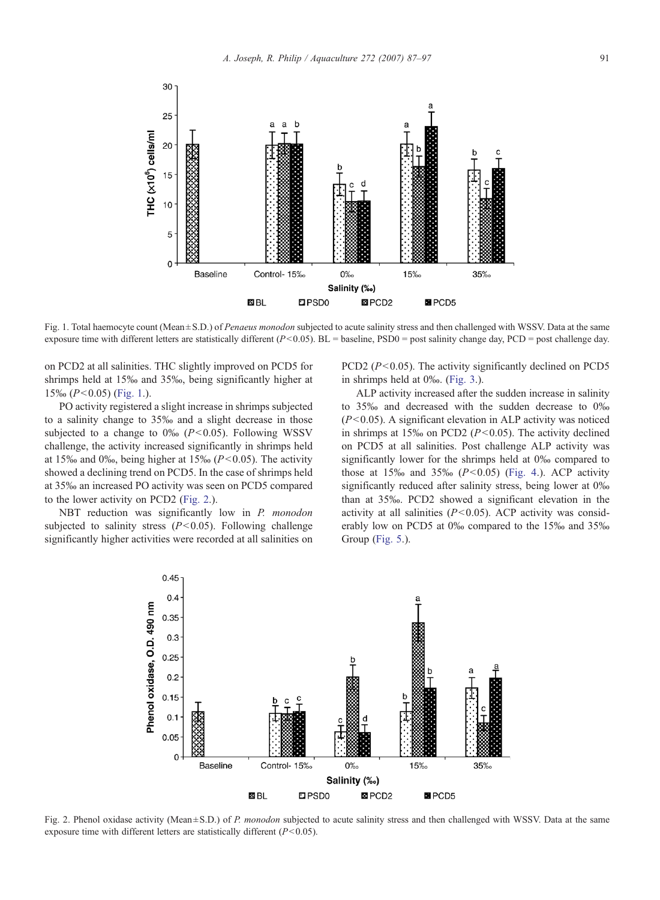Fig. 1. Total haemocyte count (Mean ± S.D.) of *Penaeus monodon* subjected to acute salinity stress and then challenged with WSSV. Data at the same exposure time with different letters are statistically different ($P < 0.05$). BL = baseline, PSD0 = post salinity change day, PCD = post challenge day.

on PCD2 at all salinities. THC slightly improved on PCD5 for shrimps held at 15‰ and 35‰, being significantly higher at 15‰ ($P < 0.05$) (Fig. 1.).

PO activity registered a slight increase in shrimps subjected to a salinity change to 35‰ and a slight decrease in those subjected to a change to 0‰ ($P < 0.05$). Following WSSV challenge, the activity increased significantly in shrimps held at 15‰ and 0‰, being higher at 15‰ ($P < 0.05$). The activity showed a declining trend on PCD5. In the case of shrimps held at 35‰ an increased PO activity was seen on PCD5 compared to the lower activity on PCD2 (Fig. 2.).

NBT reduction was significantly low in *P. monodon* subjected to salinity stress ($P < 0.05$). Following challenge significantly higher activities were recorded at all salinities on PCD2 ($P < 0.05$). The activity significantly declined on PCD5 in shrimps held at 0‰. (Fig. 3.).

ALP activity increased after the sudden increase in salinity to 35‰ and decreased with the sudden decrease to 0‰ ($P < 0.05$). A significant elevation in ALP activity was noticed in shrimps at 15‰ on PCD2 ($P < 0.05$). The activity declined on PCD5 at all salinities. Post challenge ALP activity was significantly lower for the shrimps held at 0‰ compared to those at 15‰ and 35‰ ($P < 0.05$) (Fig. 4.). ACP activity significantly reduced after salinity stress, being lower at 0‰ than at 35‰. PCD2 showed a significant elevation in the activity at all salinities ($P < 0.05$). ACP activity was considerably low on PCD5 at 0‰ compared to the 15‰ and 35‰ Group (Fig. 5.).

Fig. 2. Phenol oxidase activity (Mean ± S.D.) of *P. monodon* subjected to acute salinity stress and then challenged with WSSV. Data at the same exposure time with different letters are statistically different ($P < 0.05$).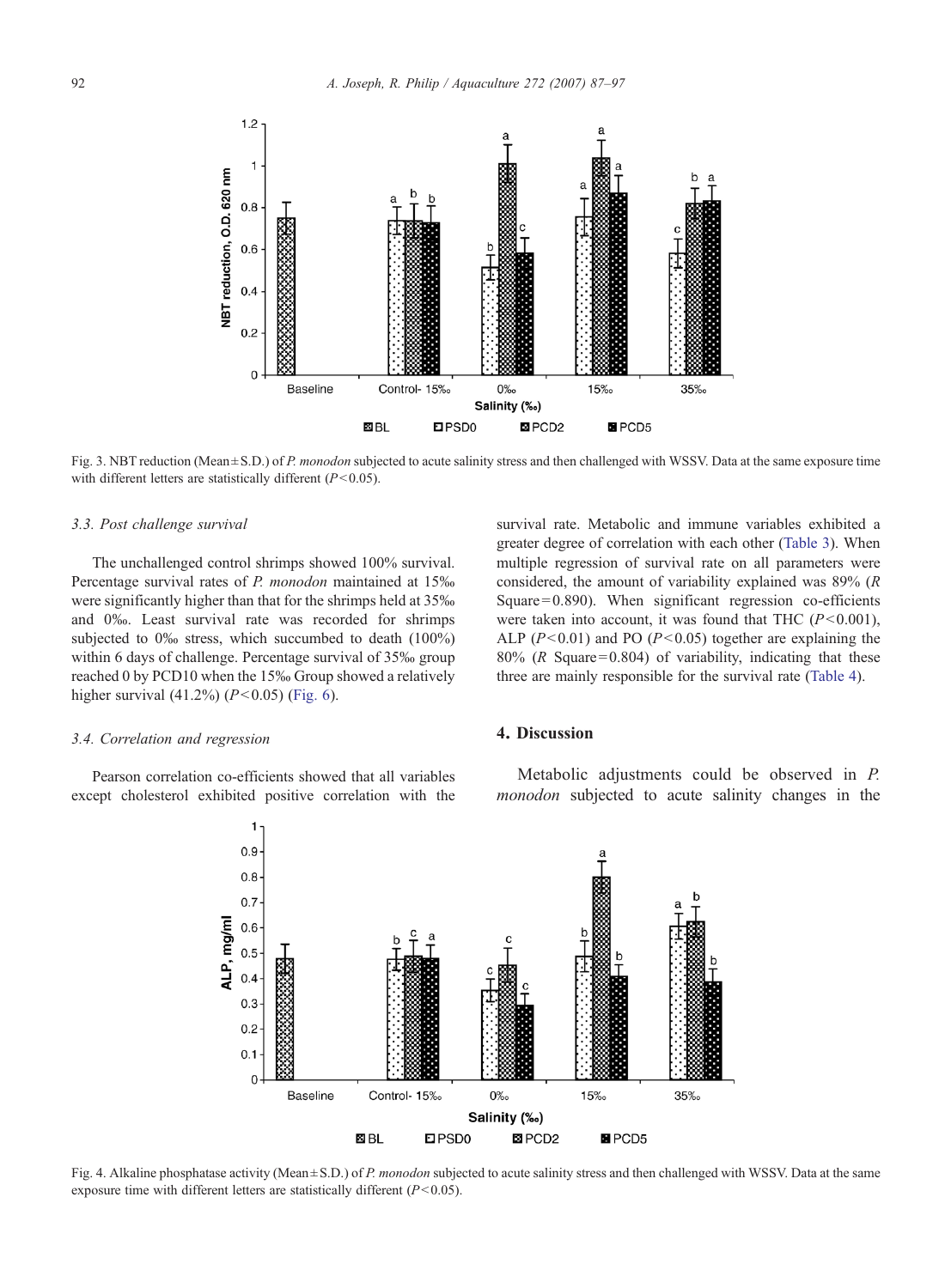Fig. 3. NBT reduction (Mean ± S.D.) of *P. monodon* subjected to acute salinity stress and then challenged with WSSV. Data at the same exposure time with different letters are statistically different ($P < 0.05$).

### 3.3. Post challenge survival

The unchallenged control shrimps showed 100% survival. Percentage survival rates of *P. monodon* maintained at 15‰ were significantly higher than that for the shrimps held at 35‰ and 0‰. Least survival rate was recorded for shrimps subjected to 0‰ stress, which succumbed to death (100%) within 6 days of challenge. Percentage survival of 35‰ group reached 0 by PCD10 when the 15‰ Group showed a relatively higher survival (41.2%) ($P < 0.05$) (Fig. 6).

### 3.4. Correlation and regression

Pearson correlation co-efficients showed that all variables except cholesterol exhibited positive correlation with the survival rate. Metabolic and immune variables exhibited a greater degree of correlation with each other (Table 3). When multiple regression of survival rate on all parameters were considered, the amount of variability explained was 89% ($R$ Square = 0.890). When significant regression co-efficients were taken into account, it was found that THC ($P < 0.001$), ALP ($P < 0.01$) and PO ($P < 0.05$) together are explaining the 80% ($R$ Square = 0.804) of variability, indicating that these three are mainly responsible for the survival rate (Table 4).

## 4. Discussion

Metabolic adjustments could be observed in *P. monodon* subjected to acute salinity changes in the

Fig. 4. Alkaline phosphatase activity (Mean ± S.D.) of *P. monodon* subjected to acute salinity stress and then challenged with WSSV. Data at the same exposure time with different letters are statistically different ($P < 0.05$).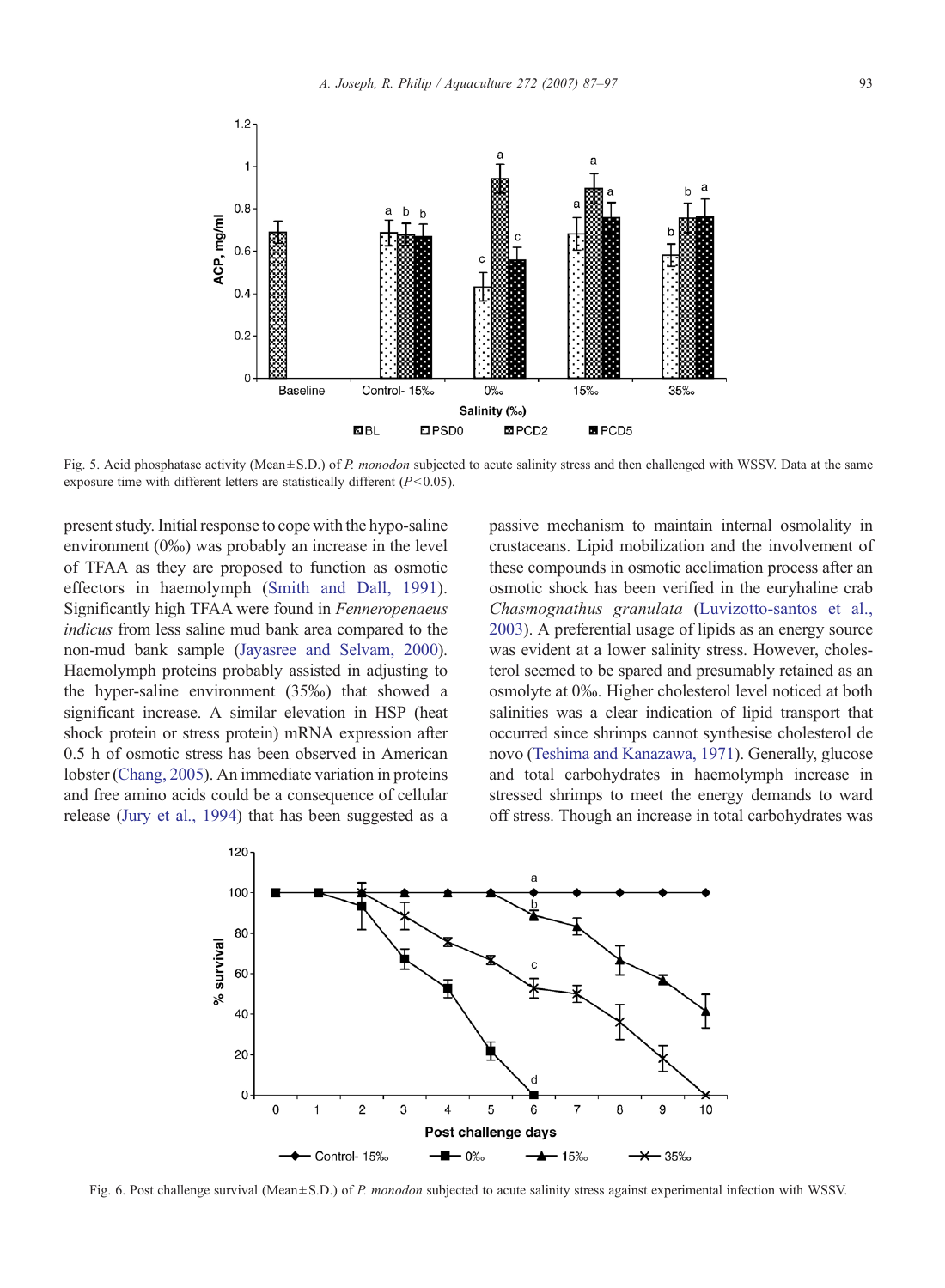Fig. 5. Acid phosphatase activity (Mean ± S.D.) of *P. monodon* subjected to acute salinity stress and then challenged with WSSV. Data at the same exposure time with different letters are statistically different ($P < 0.05$).

present study. Initial response to cope with the hypo-saline environment (0‰) was probably an increase in the level of TFAA as they are proposed to function as osmotic effectors in haemolymph (Smith and Dall, 1991). Significantly high TFAA were found in *Fenneropenaeus indicus* from less saline mud bank area compared to the non-mud bank sample (Jayasree and Selvam, 2000). Haemolymph proteins probably assisted in adjusting to the hyper-saline environment (35‰) that showed a significant increase. A similar elevation in HSP (heat shock protein or stress protein) mRNA expression after 0.5 h of osmotic stress has been observed in American lobster (Chang, 2005). An immediate variation in proteins and free amino acids could be a consequence of cellular release (Jury et al., 1994) that has been suggested as a passive mechanism to maintain internal osmolality in crustaceans. Lipid mobilization and the involvement of these compounds in osmotic acclimation process after an osmotic shock has been verified in the euryhaline crab *Chasmognathus granulata* (Luvizotto-santos et al., 2003). A preferential usage of lipids as an energy source was evident at a lower salinity stress. However, cholesterol seemed to be spared and presumably retained as an osmolyte at 0‰. Higher cholesterol level noticed at both salinities was a clear indication of lipid transport that occurred since shrimps cannot synthesise cholesterol de novo (Teshima and Kanazawa, 1971). Generally, glucose and total carbohydrates in haemolymph increase in stressed shrimps to meet the energy demands to ward off stress. Though an increase in total carbohydrates was

Fig. 6. Post challenge survival (Mean ± S.D.) of *P. monodon* subjected to acute salinity stress against experimental infection with WSSV.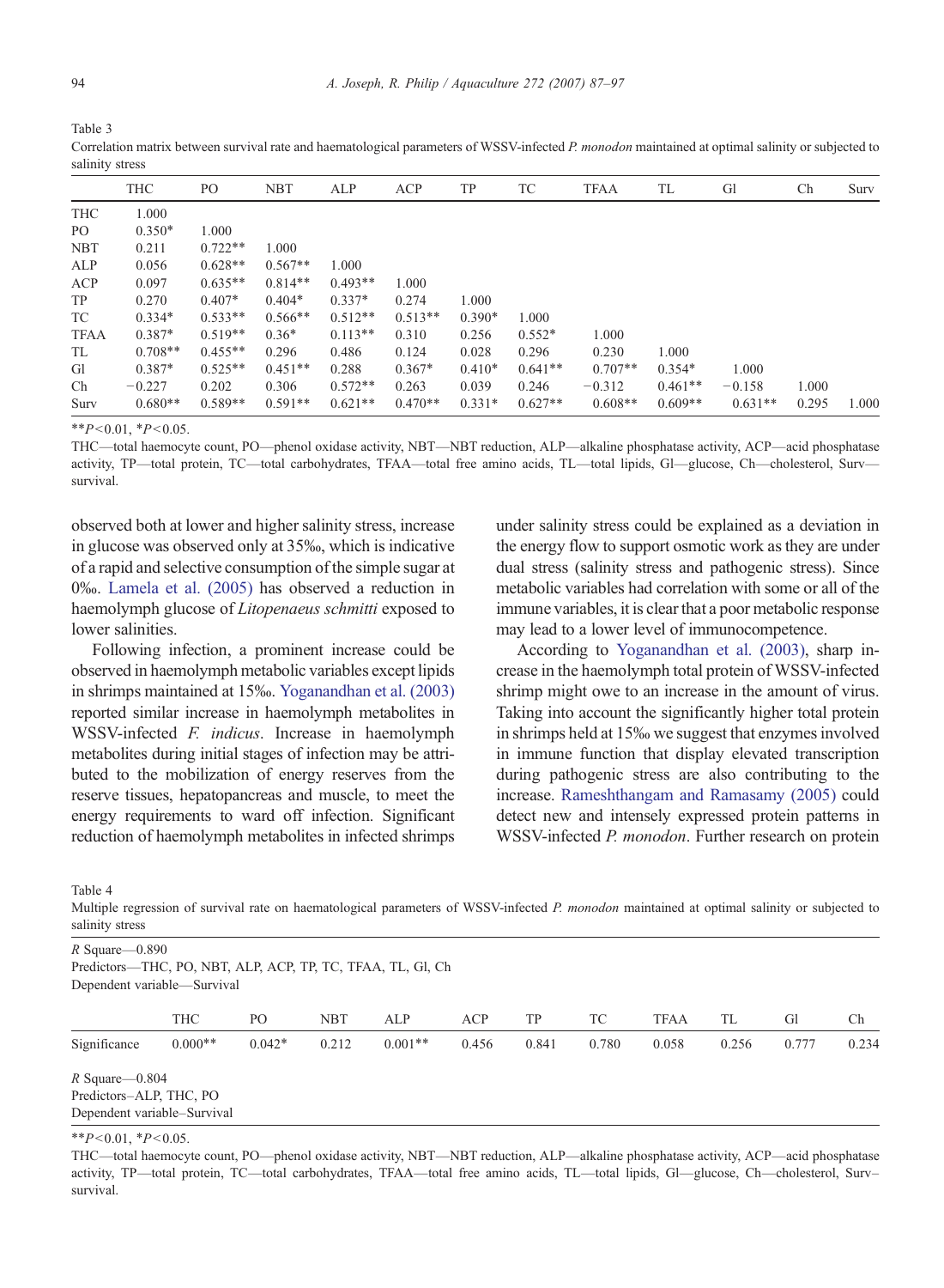Table 3
Correlation matrix between survival rate and haematological parameters of WSSV-infected *P. monodon* maintained at optimal salinity or subjected to salinity stress

| | THC | PO | NBT | ALP | ACP | TP | TC | TFAA | TL | Gl | Ch | Surv |
|---|---|---|---|---|---|---|---|---|---|---|---|---|
| THC | 1.000 | | | | | | | | | | | |
| PO | 0.350* | 1.000 | | | | | | | | | | |
| NBT | 0.211 | 0.722** | 1.000 | | | | | | | | | |
| ALP | 0.056 | 0.628** | 0.567** | 1.000 | | | | | | | | |
| ACP | 0.097 | 0.635** | 0.814** | 0.493** | 1.000 | | | | | | | |
| TP | 0.270 | 0.407* | 0.404* | 0.337* | 0.274 | 1.000 | | | | | | |
| TC | 0.334* | 0.533** | 0.566** | 0.512** | 0.513** | 0.390* | 1.000 | | | | | |
| TFAA | 0.387* | 0.519** | 0.36* | 0.113** | 0.310 | 0.256 | 0.552* | 1.000 | | | | |
| TL | 0.708** | 0.455** | 0.296 | 0.486 | 0.124 | 0.028 | 0.296 | 0.230 | 1.000 | | | |
| Gl | 0.387* | 0.525** | 0.451** | 0.288 | 0.367* | 0.410* | 0.641** | 0.707** | 0.354* | 1.000 | | |
| Ch | −0.227 | 0.202 | 0.306 | 0.572** | 0.263 | 0.039 | 0.246 | −0.312 | 0.461** | −0.158 | 1.000 | |
| Surv | 0.680** | 0.589** | 0.591** | 0.621** | 0.470** | 0.331* | 0.627** | 0.608** | 0.609** | 0.631** | 0.295 | 1.000 |

**$P<0.01$, *$P<0.05$.

THC—total haemocyte count, PO—phenol oxidase activity, NBT—NBT reduction, ALP—alkaline phosphatase activity, ACP—acid phosphatase activity, TP—total protein, TC—total carbohydrates, TFAA—total free amino acids, TL—total lipids, Gl—glucose, Ch—cholesterol, Surv—survival.

observed both at lower and higher salinity stress, increase in glucose was observed only at 35‰, which is indicative of a rapid and selective consumption of the simple sugar at 0‰. Lamela et al. (2005) has observed a reduction in haemolymph glucose of *Litopenaeus schmitti* exposed to lower salinities.

Following infection, a prominent increase could be observed in haemolymph metabolic variables except lipids in shrimps maintained at 15‰. Yoganandhan et al. (2003) reported similar increase in haemolymph metabolites in WSSV-infected *F. indicus*. Increase in haemolymph metabolites during initial stages of infection may be attributed to the mobilization of energy reserves from the reserve tissues, hepatopancreas and muscle, to meet the energy requirements to ward off infection. Significant reduction of haemolymph metabolites in infected shrimps under salinity stress could be explained as a deviation in the energy flow to support osmotic work as they are under dual stress (salinity stress and pathogenic stress). Since metabolic variables had correlation with some or all of the immune variables, it is clear that a poor metabolic response may lead to a lower level of immunocompetence.

According to Yoganandhan et al. (2003), sharp increase in the haemolymph total protein of WSSV-infected shrimp might owe to an increase in the amount of virus. Taking into account the significantly higher total protein in shrimps held at 15‰ we suggest that enzymes involved in immune function that display elevated transcription during pathogenic stress are also contributing to the increase. Rameshthangam and Ramasamy (2005) could detect new and intensely expressed protein patterns in WSSV-infected *P. monodon*. Further research on protein

Table 4
Multiple regression of survival rate on haematological parameters of WSSV-infected *P. monodon* maintained at optimal salinity or subjected to salinity stress

*R* Square—0.890
Predictors—THC, PO, NBT, ALP, ACP, TP, TC, TFAA, TL, Gl, Ch
Dependent variable—Survival

| | THC | PO | NBT | ALP | ACP | TP | TC | TFAA | TL | Gl | Ch |
|---|---|---|---|---|---|---|---|---|---|---|---|
| Significance | 0.000** | 0.042* | 0.212 | 0.001** | 0.456 | 0.841 | 0.780 | 0.058 | 0.256 | 0.777 | 0.234 |

*R* Square—0.804
Predictors–ALP, THC, PO
Dependent variable–Survival

**$P<0.01$, *$P<0.05$.

THC—total haemocyte count, PO—phenol oxidase activity, NBT—NBT reduction, ALP—alkaline phosphatase activity, ACP—acid phosphatase activity, TP—total protein, TC—total carbohydrates, TFAA—total free amino acids, TL—total lipids, Gl—glucose, Ch—cholesterol, Surv–survival.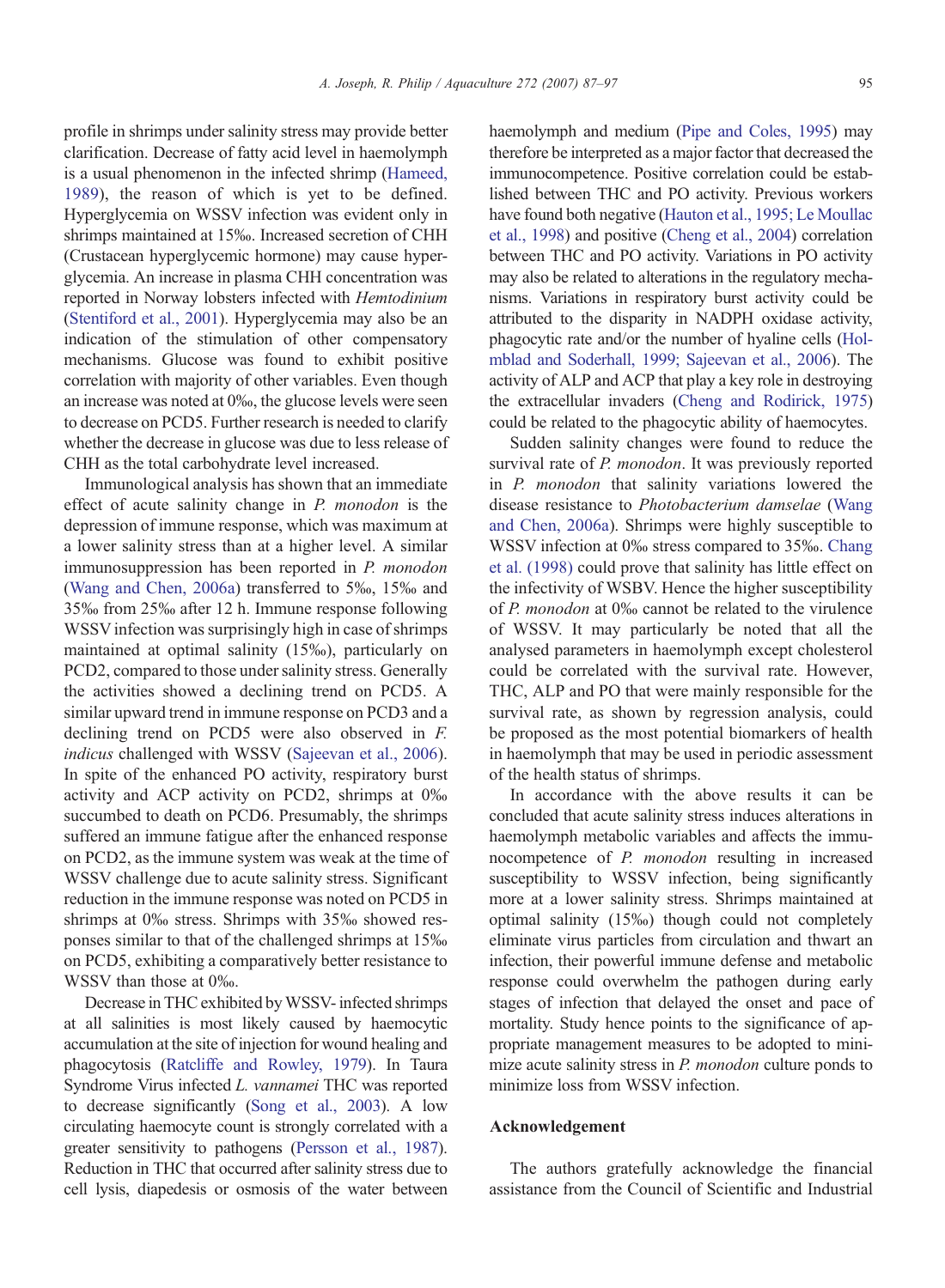profile in shrimps under salinity stress may provide better clarification. Decrease of fatty acid level in haemolymph is a usual phenomenon in the infected shrimp (Hameed, 1989), the reason of which is yet to be defined. Hyperglycemia on WSSV infection was evident only in shrimps maintained at 15‰. Increased secretion of CHH (Crustacean hyperglycemic hormone) may cause hyperglycemia. An increase in plasma CHH concentration was reported in Norway lobsters infected with *Hemtodinium* (Stentiford et al., 2001). Hyperglycemia may also be an indication of the stimulation of other compensatory mechanisms. Glucose was found to exhibit positive correlation with majority of other variables. Even though an increase was noted at 0‰, the glucose levels were seen to decrease on PCD5. Further research is needed to clarify whether the decrease in glucose was due to less release of CHH as the total carbohydrate level increased.

Immunological analysis has shown that an immediate effect of acute salinity change in *P. monodon* is the depression of immune response, which was maximum at a lower salinity stress than at a higher level. A similar immunosuppression has been reported in *P. monodon* (Wang and Chen, 2006a) transferred to 5‰, 15‰ and 35‰ from 25‰ after 12 h. Immune response following WSSV infection was surprisingly high in case of shrimps maintained at optimal salinity (15‰), particularly on PCD2, compared to those under salinity stress. Generally the activities showed a declining trend on PCD5. A similar upward trend in immune response on PCD3 and a declining trend on PCD5 were also observed in *F. indicus* challenged with WSSV (Sajeevan et al., 2006). In spite of the enhanced PO activity, respiratory burst activity and ACP activity on PCD2, shrimps at 0‰ succumbed to death on PCD6. Presumably, the shrimps suffered an immune fatigue after the enhanced response on PCD2, as the immune system was weak at the time of WSSV challenge due to acute salinity stress. Significant reduction in the immune response was noted on PCD5 in shrimps at 0‰ stress. Shrimps with 35‰ showed responses similar to that of the challenged shrimps at 15‰ on PCD5, exhibiting a comparatively better resistance to WSSV than those at 0‰.

Decrease in THC exhibited by WSSV- infected shrimps at all salinities is most likely caused by haemocytic accumulation at the site of injection for wound healing and phagocytosis (Ratcliffe and Rowley, 1979). In Taura Syndrome Virus infected *L. vannamei* THC was reported to decrease significantly (Song et al., 2003). A low circulating haemocyte count is strongly correlated with a greater sensitivity to pathogens (Persson et al., 1987). Reduction in THC that occurred after salinity stress due to cell lysis, diapedesis or osmosis of the water between haemolymph and medium (Pipe and Coles, 1995) may therefore be interpreted as a major factor that decreased the immunocompetence. Positive correlation could be established between THC and PO activity. Previous workers have found both negative (Hauton et al., 1995; Le Moullac et al., 1998) and positive (Cheng et al., 2004) correlation between THC and PO activity. Variations in PO activity may also be related to alterations in the regulatory mechanisms. Variations in respiratory burst activity could be attributed to the disparity in NADPH oxidase activity, phagocytic rate and/or the number of hyaline cells (Holmblad and Soderhall, 1999; Sajeevan et al., 2006). The activity of ALP and ACP that play a key role in destroying the extracellular invaders (Cheng and Rodirick, 1975) could be related to the phagocytic ability of haemocytes.

Sudden salinity changes were found to reduce the survival rate of *P. monodon*. It was previously reported in *P. monodon* that salinity variations lowered the disease resistance to *Photobacterium damselae* (Wang and Chen, 2006a). Shrimps were highly susceptible to WSSV infection at 0‰ stress compared to 35‰. Chang et al. (1998) could prove that salinity has little effect on the infectivity of WSBV. Hence the higher susceptibility of *P. monodon* at 0‰ cannot be related to the virulence of WSSV. It may particularly be noted that all the analysed parameters in haemolymph except cholesterol could be correlated with the survival rate. However, THC, ALP and PO that were mainly responsible for the survival rate, as shown by regression analysis, could be proposed as the most potential biomarkers of health in haemolymph that may be used in periodic assessment of the health status of shrimps.

In accordance with the above results it can be concluded that acute salinity stress induces alterations in haemolymph metabolic variables and affects the immunocompetence of *P. monodon* resulting in increased susceptibility to WSSV infection, being significantly more at a lower salinity stress. Shrimps maintained at optimal salinity (15‰) though could not completely eliminate virus particles from circulation and thwart an infection, their powerful immune defense and metabolic response could overwhelm the pathogen during early stages of infection that delayed the onset and pace of mortality. Study hence points to the significance of appropriate management measures to be adopted to minimize acute salinity stress in *P. monodon* culture ponds to minimize loss from WSSV infection.

## Acknowledgement

The authors gratefully acknowledge the financial assistance from the Council of Scientific and Industrial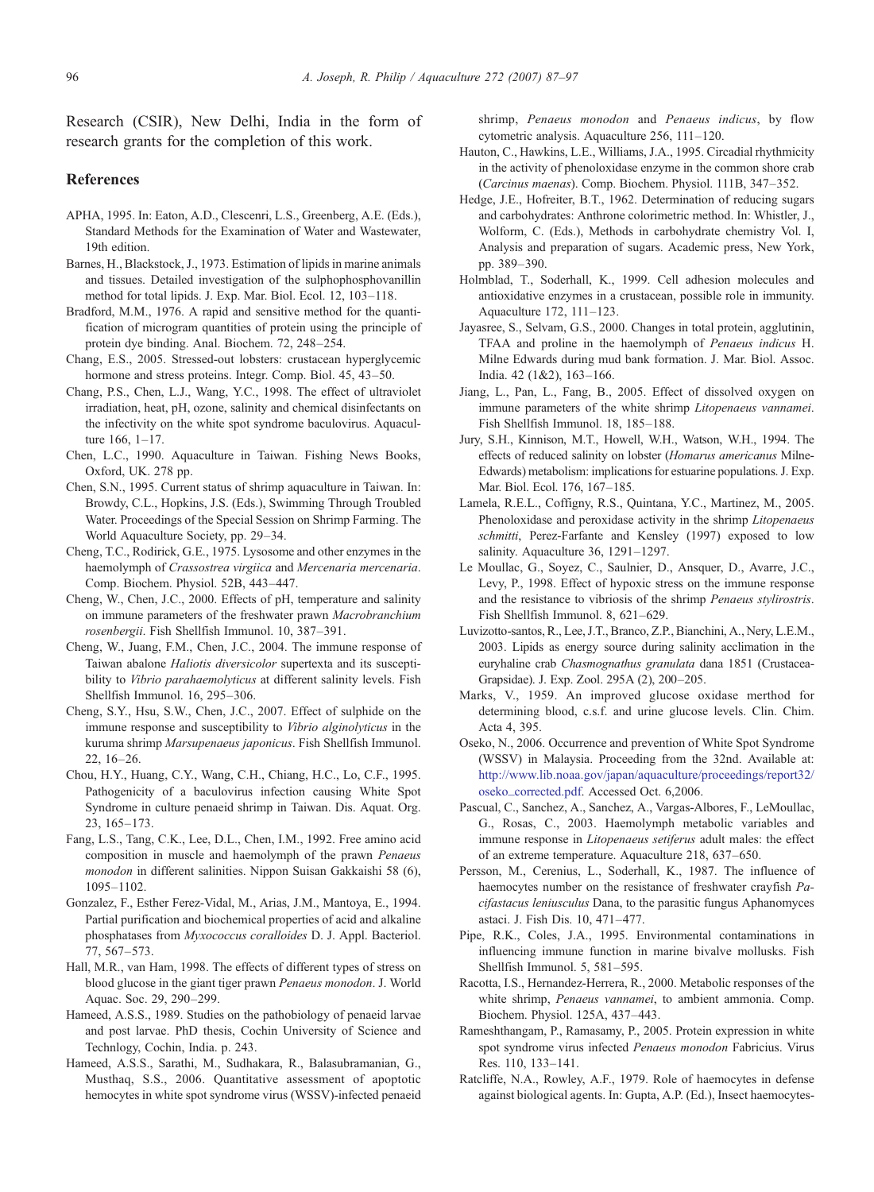Research (CSIR), New Delhi, India in the form of research grants for the completion of this work.

## References

APHA, 1995. In: Eaton, A.D., Clescenri, L.S., Greenberg, A.E. (Eds.), Standard Methods for the Examination of Water and Wastewater, 19th edition.

Barnes, H., Blackstock, J., 1973. Estimation of lipids in marine animals and tissues. Detailed investigation of the sulphophosphovanillin method for total lipids. J. Exp. Mar. Biol. Ecol. 12, 103–118.

Bradford, M.M., 1976. A rapid and sensitive method for the quantification of microgram quantities of protein using the principle of protein dye binding. Anal. Biochem. 72, 248–254.

Chang, E.S., 2005. Stressed-out lobsters: crustacean hyperglycemic hormone and stress proteins. Integr. Comp. Biol. 45, 43–50.

Chang, P.S., Chen, L.J., Wang, Y.C., 1998. The effect of ultraviolet irradiation, heat, pH, ozone, salinity and chemical disinfectants on the infectivity on the white spot syndrome baculovirus. Aquaculture 166, 1–17.

Chen, L.C., 1990. Aquaculture in Taiwan. Fishing News Books, Oxford, UK. 278 pp.

Chen, S.N., 1995. Current status of shrimp aquaculture in Taiwan. In: Browdy, C.L., Hopkins, J.S. (Eds.), Swimming Through Troubled Water. Proceedings of the Special Session on Shrimp Farming. The World Aquaculture Society, pp. 29–34.

Cheng, T.C., Rodirick, G.E., 1975. Lysosome and other enzymes in the haemolymph of *Crassostrea virgiica* and *Mercenaria mercenaria*. Comp. Biochem. Physiol. 52B, 443–447.

Cheng, W., Chen, J.C., 2000. Effects of pH, temperature and salinity on immune parameters of the freshwater prawn *Macrobranchium rosenbergii*. Fish Shellfish Immunol. 10, 387–391.

Cheng, W., Juang, F.M., Chen, J.C., 2004. The immune response of Taiwan abalone *Haliotis diversicolor* supertexta and its susceptibility to *Vibrio parahaemolyticus* at different salinity levels. Fish Shellfish Immunol. 16, 295–306.

Cheng, S.Y., Hsu, S.W., Chen, J.C., 2007. Effect of sulphide on the immune response and susceptibility to *Vibrio alginolyticus* in the kuruma shrimp *Marsupenaeus japonicus*. Fish Shellfish Immunol. 22, 16–26.

Chou, H.Y., Huang, C.Y., Wang, C.H., Chiang, H.C., Lo, C.F., 1995. Pathogenicity of a baculovirus infection causing White Spot Syndrome in culture penaeid shrimp in Taiwan. Dis. Aquat. Org. 23, 165–173.

Fang, L.S., Tang, C.K., Lee, D.L., Chen, I.M., 1992. Free amino acid composition in muscle and haemolymph of the prawn *Penaeus monodon* in different salinities. Nippon Suisan Gakkaishi 58 (6), 1095–1102.

Gonzalez, F., Esther Ferez-Vidal, M., Arias, J.M., Mantoya, E., 1994. Partial purification and biochemical properties of acid and alkaline phosphatases from *Myxococcus coralloides* D. J. Appl. Bacteriol. 77, 567–573.

Hall, M.R., van Ham, 1998. The effects of different types of stress on blood glucose in the giant tiger prawn *Penaeus monodon*. J. World Aquac. Soc. 29, 290–299.

Hameed, A.S.S., 1989. Studies on the pathobiology of penaeid larvae and post larvae. PhD thesis, Cochin University of Science and Technlogy, Cochin, India. p. 243.

Hameed, A.S.S., Sarathi, M., Sudhakara, R., Balasubramanian, G., Musthaq, S.S., 2006. Quantitative assessment of apoptotic hemocytes in white spot syndrome virus (WSSV)-infected penaeid shrimp, *Penaeus monodon* and *Penaeus indicus*, by flow cytometric analysis. Aquaculture 256, 111–120.

Hauton, C., Hawkins, L.E., Williams, J.A., 1995. Circadial rhythmicity in the activity of phenoloxidase enzyme in the common shore crab (*Carcinus maenas*). Comp. Biochem. Physiol. 111B, 347–352.

Hedge, J.E., Hofreiter, B.T., 1962. Determination of reducing sugars and carbohydrates: Anthrone colorimetric method. In: Whistler, J., Wolform, C. (Eds.), Methods in carbohydrate chemistry Vol. I, Analysis and preparation of sugars. Academic press, New York, pp. 389–390.

Holmblad, T., Soderhall, K., 1999. Cell adhesion molecules and antioxidative enzymes in a crustacean, possible role in immunity. Aquaculture 172, 111–123.

Jayasree, S., Selvam, G.S., 2000. Changes in total protein, agglutinin, TFAA and proline in the haemolymph of *Penaeus indicus* H. Milne Edwards during mud bank formation. J. Mar. Biol. Assoc. India. 42 (1&2), 163–166.

Jiang, L., Pan, L., Fang, B., 2005. Effect of dissolved oxygen on immune parameters of the white shrimp *Litopenaeus vannamei*. Fish Shellfish Immunol. 18, 185–188.

Jury, S.H., Kinnison, M.T., Howell, W.H., Watson, W.H., 1994. The effects of reduced salinity on lobster (*Homarus americanus* Milne-Edwards) metabolism: implications for estuarine populations. J. Exp. Mar. Biol. Ecol. 176, 167–185.

Lamela, R.E.L., Coffigny, R.S., Quintana, Y.C., Martinez, M., 2005. Phenoloxidase and peroxidase activity in the shrimp *Litopenaeus schmitti*, Perez-Farfante and Kensley (1997) exposed to low salinity. Aquaculture 36, 1291–1297.

Le Moullac, G., Soyez, C., Saulnier, D., Ansquer, D., Avarre, J.C., Levy, P., 1998. Effect of hypoxic stress on the immune response and the resistance to vibriosis of the shrimp *Penaeus stylirostris*. Fish Shellfish Immunol. 8, 621–629.

Luvizotto-santos, R., Lee, J.T., Branco, Z.P., Bianchini, A., Nery, L.E.M., 2003. Lipids as energy source during salinity acclimation in the euryhaline crab *Chasmognathus granulata* dana 1851 (Crustacea-Grapsidae). J. Exp. Zool. 295A (2), 200–205.

Marks, V., 1959. An improved glucose oxidase merthod for determining blood, c.s.f. and urine glucose levels. Clin. Chim. Acta 4, 395.

Oseko, N., 2006. Occurrence and prevention of White Spot Syndrome (WSSV) in Malaysia. Proceeding from the 32nd. Available at: http://www.lib.noaa.gov/japan/aquaculture/proceedings/report32/oseko_corrected.pdf. Accessed Oct. 6,2006.

Pascual, C., Sanchez, A., Sanchez, A., Vargas-Albores, F., LeMoullac, G., Rosas, C., 2003. Haemolymph metabolic variables and immune response in *Litopenaeus setiferus* adult males: the effect of an extreme temperature. Aquaculture 218, 637–650.

Persson, M., Cerenius, L., Soderhall, K., 1987. The influence of haemocytes number on the resistance of freshwater crayfish *Pacifastacus leniusculus* Dana, to the parasitic fungus Aphanomyces astaci. J. Fish Dis. 10, 471–477.

Pipe, R.K., Coles, J.A., 1995. Environmental contaminations in influencing immune function in marine bivalve mollusks. Fish Shellfish Immunol. 5, 581–595.

Racotta, I.S., Hernandez-Herrera, R., 2000. Metabolic responses of the white shrimp, *Penaeus vannamei*, to ambient ammonia. Comp. Biochem. Physiol. 125A, 437–443.

Rameshthangam, P., Ramasamy, P., 2005. Protein expression in white spot syndrome virus infected *Penaeus monodon* Fabricius. Virus Res. 110, 133–141.

Ratcliffe, N.A., Rowley, A.F., 1979. Role of haemocytes in defense against biological agents. In: Gupta, A.P. (Ed.), Insect haemocytes-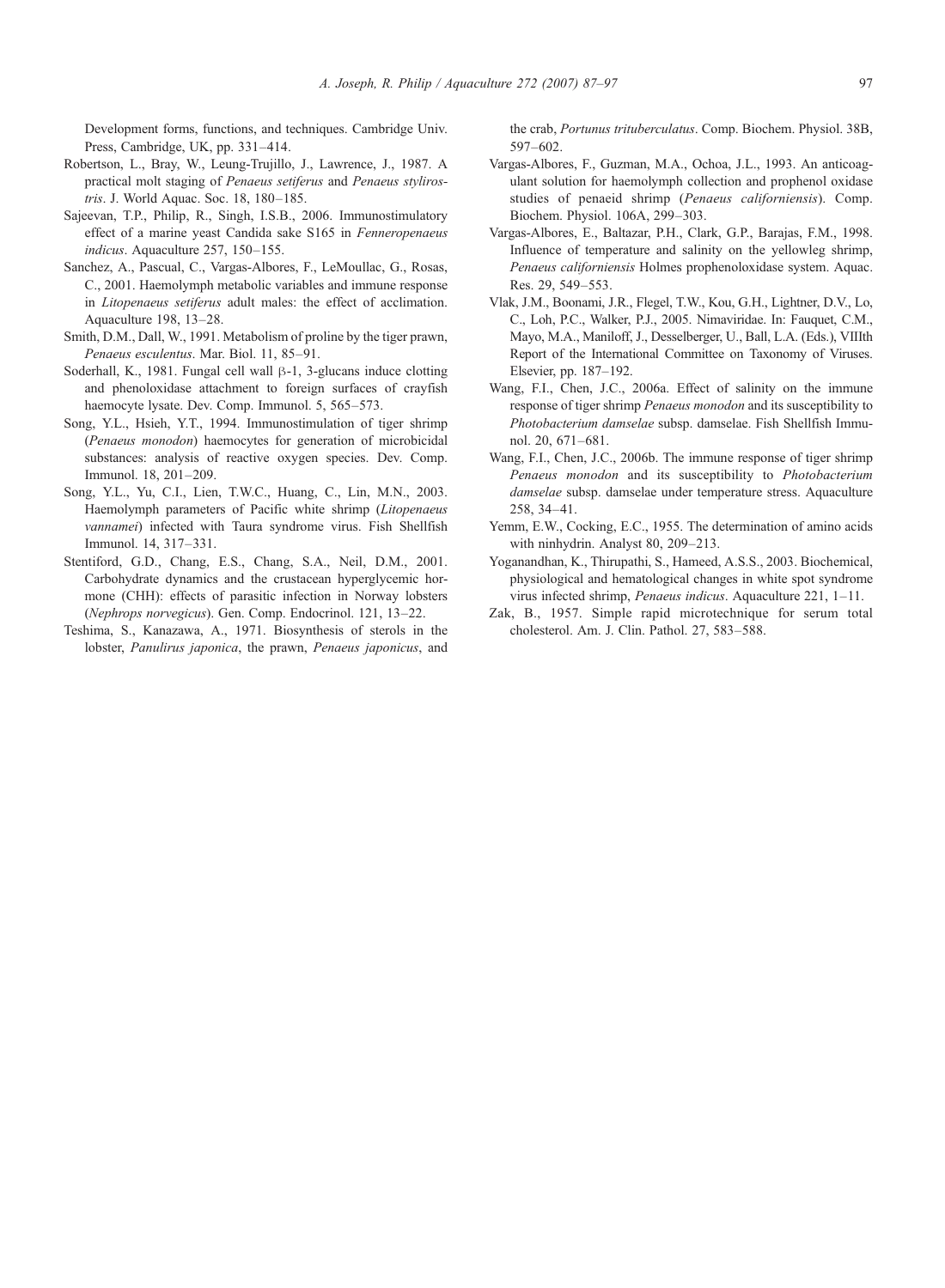Development forms, functions, and techniques. Cambridge Univ. Press, Cambridge, UK, pp. 331–414.

Robertson, L., Bray, W., Leung-Trujillo, J., Lawrence, J., 1987. A practical molt staging of *Penaeus setiferus* and *Penaeus stylirostris*. J. World Aquac. Soc. 18, 180–185.

Sajeevan, T.P., Philip, R., Singh, I.S.B., 2006. Immunostimulatory effect of a marine yeast Candida sake S165 in *Fenneropenaeus indicus*. Aquaculture 257, 150–155.

Sanchez, A., Pascual, C., Vargas-Albores, F., LeMoullac, G., Rosas, C., 2001. Haemolymph metabolic variables and immune response in *Litopenaeus setiferus* adult males: the effect of acclimation. Aquaculture 198, 13–28.

Smith, D.M., Dall, W., 1991. Metabolism of proline by the tiger prawn, *Penaeus esculentus*. Mar. Biol. 11, 85–91.

Soderhall, K., 1981. Fungal cell wall β-1, 3-glucans induce clotting and phenoloxidase attachment to foreign surfaces of crayfish haemocyte lysate. Dev. Comp. Immunol. 5, 565–573.

Song, Y.L., Hsieh, Y.T., 1994. Immunostimulation of tiger shrimp (*Penaeus monodon*) haemocytes for generation of microbicidal substances: analysis of reactive oxygen species. Dev. Comp. Immunol. 18, 201–209.

Song, Y.L., Yu, C.I., Lien, T.W.C., Huang, C., Lin, M.N., 2003. Haemolymph parameters of Pacific white shrimp (*Litopenaeus vannamei*) infected with Taura syndrome virus. Fish Shellfish Immunol. 14, 317–331.

Stentiford, G.D., Chang, E.S., Chang, S.A., Neil, D.M., 2001. Carbohydrate dynamics and the crustacean hyperglycemic hormone (CHH): effects of parasitic infection in Norway lobsters (*Nephrops norvegicus*). Gen. Comp. Endocrinol. 121, 13–22.

Teshima, S., Kanazawa, A., 1971. Biosynthesis of sterols in the lobster, *Panulirus japonica*, the prawn, *Penaeus japonicus*, and the crab, *Portunus trituberculatus*. Comp. Biochem. Physiol. 38B, 597–602.

Vargas-Albores, F., Guzman, M.A., Ochoa, J.L., 1993. An anticoagulant solution for haemolymph collection and prophenol oxidase studies of penaeid shrimp (*Penaeus californiensis*). Comp. Biochem. Physiol. 106A, 299–303.

Vargas-Albores, E., Baltazar, P.H., Clark, G.P., Barajas, F.M., 1998. Influence of temperature and salinity on the yellowleg shrimp, *Penaeus californiensis* Holmes prophenoloxidase system. Aquac. Res. 29, 549–553.

Vlak, J.M., Boonami, J.R., Flegel, T.W., Kou, G.H., Lightner, D.V., Lo, C., Loh, P.C., Walker, P.J., 2005. Nimaviridae. In: Fauquet, C.M., Mayo, M.A., Maniloff, J., Desselberger, U., Ball, L.A. (Eds.), VIIIth Report of the International Committee on Taxonomy of Viruses. Elsevier, pp. 187–192.

Wang, F.I., Chen, J.C., 2006a. Effect of salinity on the immune response of tiger shrimp *Penaeus monodon* and its susceptibility to *Photobacterium damselae* subsp. damselae. Fish Shellfish Immunol. 20, 671–681.

Wang, F.I., Chen, J.C., 2006b. The immune response of tiger shrimp *Penaeus monodon* and its susceptibility to *Photobacterium damselae* subsp. damselae under temperature stress. Aquaculture 258, 34–41.

Yemm, E.W., Cocking, E.C., 1955. The determination of amino acids with ninhydrin. Analyst 80, 209–213.

Yoganandhan, K., Thirupathi, S., Hameed, A.S.S., 2003. Biochemical, physiological and hematological changes in white spot syndrome virus infected shrimp, *Penaeus indicus*. Aquaculture 221, 1–11.

Zak, B., 1957. Simple rapid microtechnique for serum total cholesterol. Am. J. Clin. Pathol. 27, 583–588.